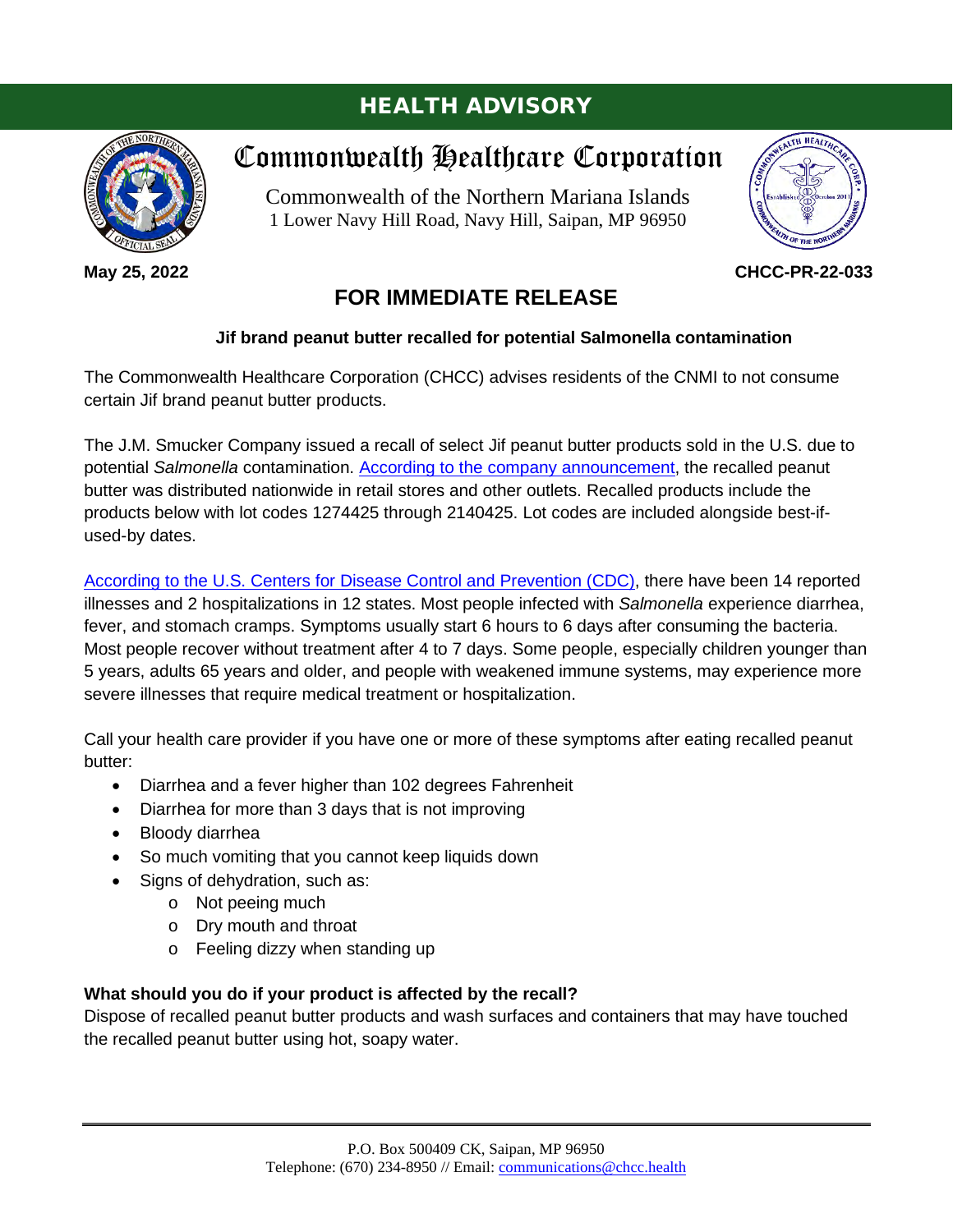# HEALTH ADVISORY

## Commonwealth Healthcare Corporation

Commonwealth of the Northern Mariana Islands
1 Lower Navy Hill Road, Navy Hill, Saipan, MP 96950

**May 25, 2022** **CHCC-PR-22-033**

## FOR IMMEDIATE RELEASE

**Jif brand peanut butter recalled for potential Salmonella contamination**

The Commonwealth Healthcare Corporation (CHCC) advises residents of the CNMI to not consume certain Jif brand peanut butter products.

The J.M. Smucker Company issued a recall of select Jif peanut butter products sold in the U.S. due to potential *Salmonella* contamination. According to the company announcement, the recalled peanut butter was distributed nationwide in retail stores and other outlets. Recalled products include the products below with lot codes 1274425 through 2140425. Lot codes are included alongside best-if-used-by dates.

According to the U.S. Centers for Disease Control and Prevention (CDC), there have been 14 reported illnesses and 2 hospitalizations in 12 states. Most people infected with *Salmonella* experience diarrhea, fever, and stomach cramps. Symptoms usually start 6 hours to 6 days after consuming the bacteria. Most people recover without treatment after 4 to 7 days. Some people, especially children younger than 5 years, adults 65 years and older, and people with weakened immune systems, may experience more severe illnesses that require medical treatment or hospitalization.

Call your health care provider if you have one or more of these symptoms after eating recalled peanut butter:

- Diarrhea and a fever higher than 102 degrees Fahrenheit
- Diarrhea for more than 3 days that is not improving
- Bloody diarrhea
- So much vomiting that you cannot keep liquids down
- Signs of dehydration, such as:
  - Not peeing much
  - Dry mouth and throat
  - Feeling dizzy when standing up

**What should you do if your product is affected by the recall?**
Dispose of recalled peanut butter products and wash surfaces and containers that may have touched the recalled peanut butter using hot, soapy water.

P.O. Box 500409 CK, Saipan, MP 96950
Telephone: (670) 234-8950 // Email: communications@chcc.health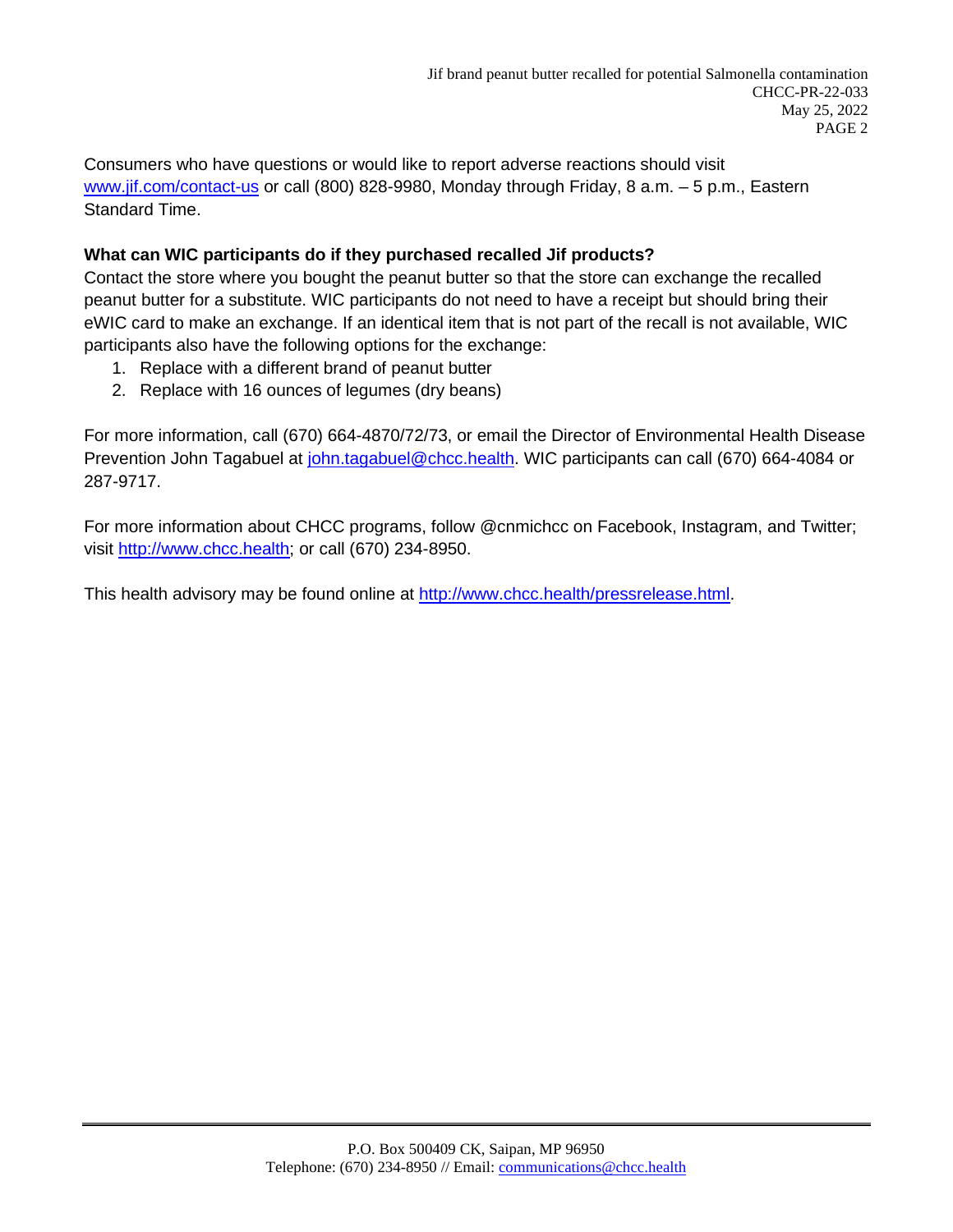Consumers who have questions or would like to report adverse reactions should visit www.jif.com/contact-us or call (800) 828-9980, Monday through Friday, 8 a.m. – 5 p.m., Eastern Standard Time.

**What can WIC participants do if they purchased recalled Jif products?**

Contact the store where you bought the peanut butter so that the store can exchange the recalled peanut butter for a substitute. WIC participants do not need to have a receipt but should bring their eWIC card to make an exchange. If an identical item that is not part of the recall is not available, WIC participants also have the following options for the exchange:

1. Replace with a different brand of peanut butter
2. Replace with 16 ounces of legumes (dry beans)

For more information, call (670) 664-4870/72/73, or email the Director of Environmental Health Disease Prevention John Tagabuel at john.tagabuel@chcc.health. WIC participants can call (670) 664-4084 or 287-9717.

For more information about CHCC programs, follow @cnmichcc on Facebook, Instagram, and Twitter; visit http://www.chcc.health; or call (670) 234-8950.

This health advisory may be found online at http://www.chcc.health/pressrelease.html.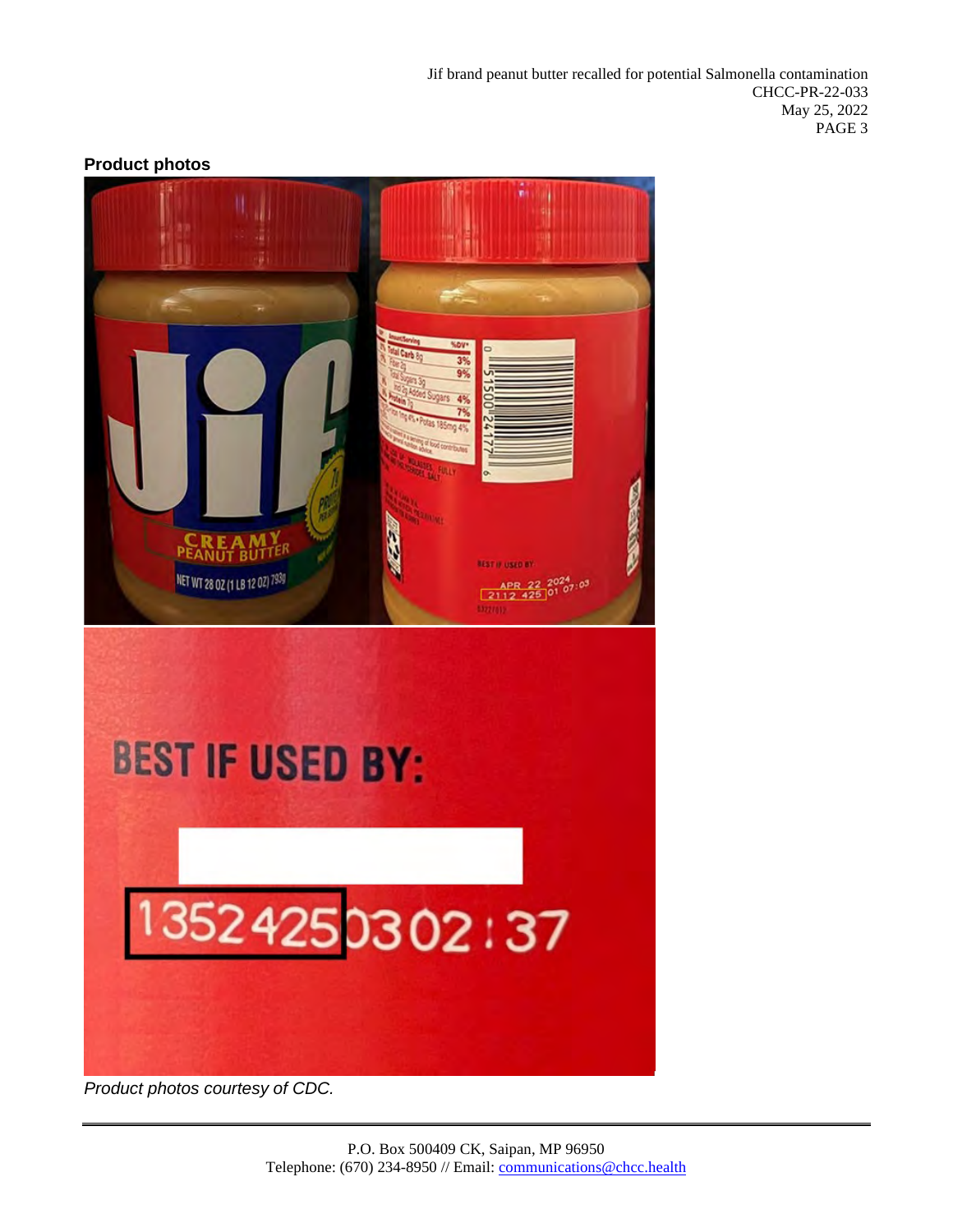**Product photos**

*Product photos courtesy of CDC.*